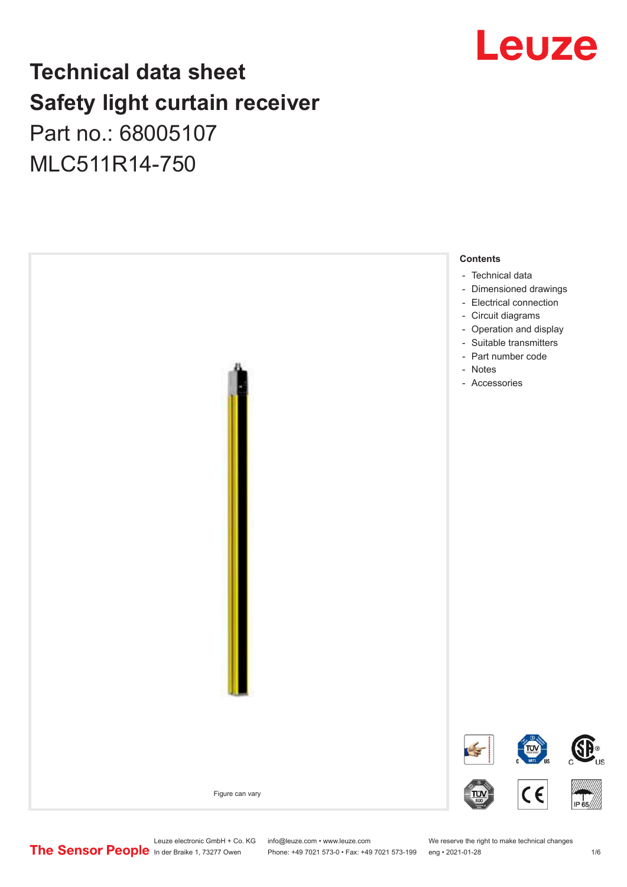# Technical data sheet
# Safety light curtain receiver
Part no.: 68005107

MLC511R14-750

Figure can vary

**Contents**

- Technical data
- Dimensioned drawings
- Electrical connection
- Circuit diagrams
- Operation and display
- Suitable transmitters
- Part number code
- Notes
- Accessories

Leuze electronic GmbH + Co. KG
In der Braike 1, 73277 Owen

info@leuze.com • www.leuze.com
Phone: +49 7021 573-0 • Fax: +49 7021 573-199

We reserve the right to make technical changes
eng • 2021-01-28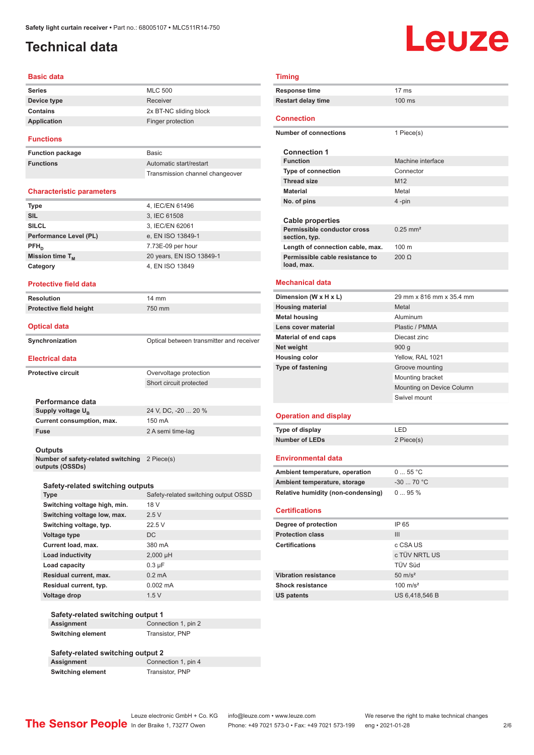Safety light curtain receiver • Part no.: 68005107 • MLC511R14-750

# Technical data

## Basic data

| | |
|---|---|
| **Series** | MLC 500 |
| **Device type** | Receiver |
| **Contains** | 2x BT-NC sliding block |
| **Application** | Finger protection |

## Functions

| | |
|---|---|
| **Function package** | Basic |
| **Functions** | Automatic start/restart |
| | Transmission channel changeover |

## Characteristic parameters

| | |
|---|---|
| **Type** | 4, IEC/EN 61496 |
| **SIL** | 3, IEC 61508 |
| **SILCL** | 3, IEC/EN 62061 |
| **Performance Level (PL)** | e, EN ISO 13849-1 |
| **$PFH_D$** | 7.73E-09 per hour |
| **Mission time $T_M$** | 20 years, EN ISO 13849-1 |
| **Category** | 4, EN ISO 13849 |

## Protective field data

| | |
|---|---|
| **Resolution** | 14 mm |
| **Protective field height** | 750 mm |

## Optical data

| | |
|---|---|
| **Synchronization** | Optical between transmitter and receiver |

## Electrical data

| | |
|---|---|
| **Protective circuit** | Overvoltage protection |
| | Short circuit protected |

### Performance data

| | |
|---|---|
| **Supply voltage $U_B$** | 24 V, DC, -20 ... 20 % |
| **Current consumption, max.** | 150 mA |
| **Fuse** | 2 A semi time-lag |

### Outputs

| | |
|---|---|
| **Number of safety-related switching outputs (OSSDs)** | 2 Piece(s) |

#### Safety-related switching outputs

| | |
|---|---|
| **Type** | Safety-related switching output OSSD |
| **Switching voltage high, min.** | 18 V |
| **Switching voltage low, max.** | 2.5 V |
| **Switching voltage, typ.** | 22.5 V |
| **Voltage type** | DC |
| **Current load, max.** | 380 mA |
| **Load inductivity** | 2,000 µH |
| **Load capacity** | 0.3 µF |
| **Residual current, max.** | 0.2 mA |
| **Residual current, typ.** | 0.002 mA |
| **Voltage drop** | 1.5 V |

##### Safety-related switching output 1

| | |
|---|---|
| **Assignment** | Connection 1, pin 2 |
| **Switching element** | Transistor, PNP |

##### Safety-related switching output 2

| | |
|---|---|
| **Assignment** | Connection 1, pin 4 |
| **Switching element** | Transistor, PNP |

## Timing

| | |
|---|---|
| **Response time** | 17 ms |
| **Restart delay time** | 100 ms |

## Connection

| | |
|---|---|
| **Number of connections** | 1 Piece(s) |

### Connection 1

| | |
|---|---|
| **Function** | Machine interface |
| **Type of connection** | Connector |
| **Thread size** | M12 |
| **Material** | Metal |
| **No. of pins** | 4 -pin |

### Cable properties

| | |
|---|---|
| **Permissible conductor cross section, typ.** | 0.25 mm² |
| **Length of connection cable, max.** | 100 m |
| **Permissible cable resistance to load, max.** | 200 Ω |

## Mechanical data

| | |
|---|---|
| **Dimension (W x H x L)** | 29 mm x 816 mm x 35.4 mm |
| **Housing material** | Metal |
| **Metal housing** | Aluminum |
| **Lens cover material** | Plastic / PMMA |
| **Material of end caps** | Diecast zinc |
| **Net weight** | 900 g |
| **Housing color** | Yellow, RAL 1021 |
| **Type of fastening** | Groove mounting |
| | Mounting bracket |
| | Mounting on Device Column |
| | Swivel mount |

## Operation and display

| | |
|---|---|
| **Type of display** | LED |
| **Number of LEDs** | 2 Piece(s) |

## Environmental data

| | |
|---|---|
| **Ambient temperature, operation** | 0 ... 55 °C |
| **Ambient temperature, storage** | -30 ... 70 °C |
| **Relative humidity (non-condensing)** | 0 ... 95 % |

## Certifications

| | |
|---|---|
| **Degree of protection** | IP 65 |
| **Protection class** | III |
| **Certifications** | c CSA US |
| | c TÜV NRTL US |
| | TÜV Süd |
| **Vibration resistance** | 50 m/s² |
| **Shock resistance** | 100 m/s² |
| **US patents** | US 6,418,546 B |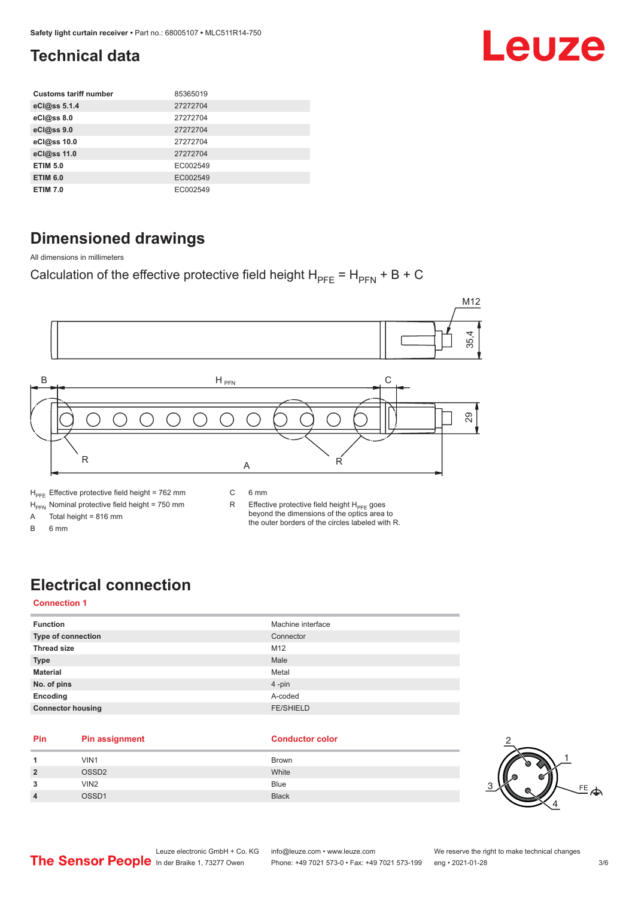## Technical data

| | |
|---|---|
| **Customs tariff number** | 85365019 |
| **eCl@ss 5.1.4** | 27272704 |
| **eCl@ss 8.0** | 27272704 |
| **eCl@ss 9.0** | 27272704 |
| **eCl@ss 10.0** | 27272704 |
| **eCl@ss 11.0** | 27272704 |
| **ETIM 5.0** | EC002549 |
| **ETIM 6.0** | EC002549 |
| **ETIM 7.0** | EC002549 |

## Dimensioned drawings

All dimensions in millimeters

Calculation of the effective protective field height $H_{PFE} = H_{PFN} + B + C$

$H_{PFE}$ Effective protective field height = 762 mm

$H_{PFN}$ Nominal protective field height = 750 mm

A Total height = 816 mm

B 6 mm

C 6 mm

R Effective protective field height $H_{PFE}$ goes beyond the dimensions of the optics area to the outer borders of the circles labeled with R.

## Electrical connection

### Connection 1

| | |
|---|---|
| **Function** | Machine interface |
| **Type of connection** | Connector |
| **Thread size** | M12 |
| **Type** | Male |
| **Material** | Metal |
| **No. of pins** | 4 -pin |
| **Encoding** | A-coded |
| **Connector housing** | FE/SHIELD |

| Pin | Pin assignment | Conductor color |
|---|---|---|
| **1** | VIN1 | Brown |
| **2** | OSSD2 | White |
| **3** | VIN2 | Blue |
| **4** | OSSD1 | Black |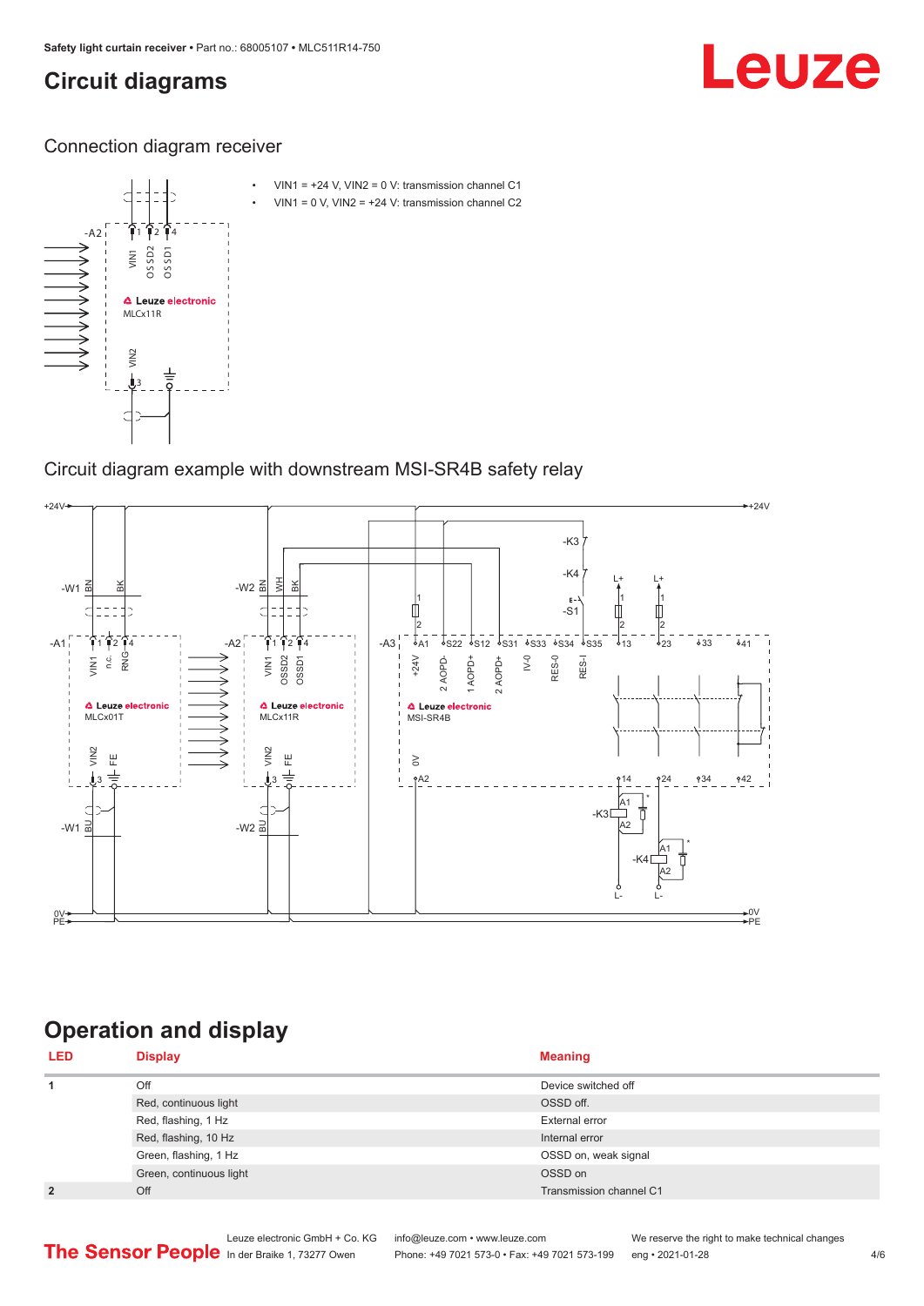# Circuit diagrams

## Connection diagram receiver

- VIN1 = +24 V, VIN2 = 0 V: transmission channel C1
- VIN1 = 0 V, VIN2 = +24 V: transmission channel C2

## Circuit diagram example with downstream MSI-SR4B safety relay

# Operation and display

| LED | Display | Meaning |
|---|---|---|
| 1 | Off | Device switched off |
| | Red, continuous light | OSSD off. |
| | Red, flashing, 1 Hz | External error |
| | Red, flashing, 10 Hz | Internal error |
| | Green, flashing, 1 Hz | OSSD on, weak signal |
| | Green, continuous light | OSSD on |
| 2 | Off | Transmission channel C1 |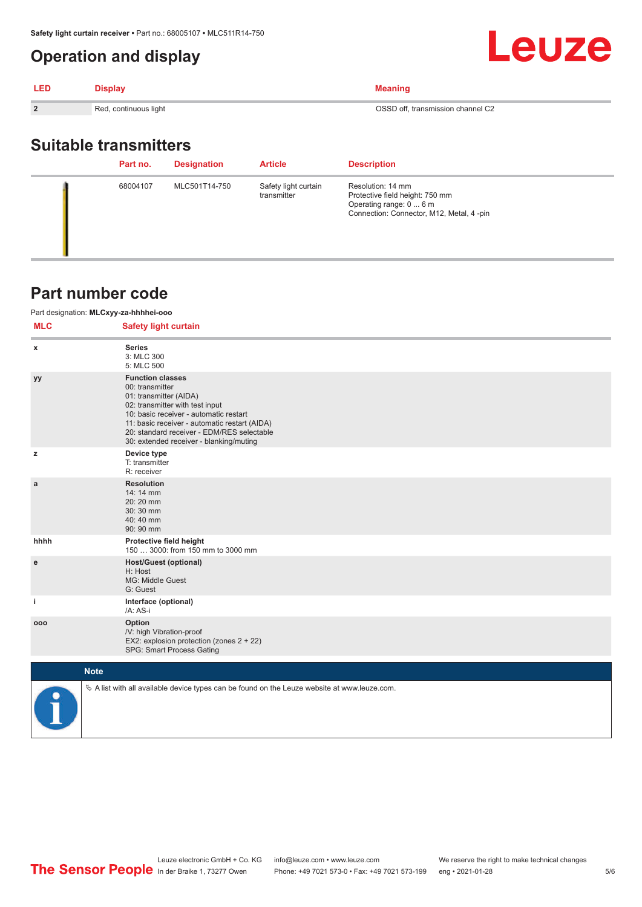# Operation and display

| LED | Display | Meaning |
|---|---|---|
| 2 | Red, continuous light | OSSD off, transmission channel C2 |

## Suitable transmitters

| | Part no. | Designation | Article | Description |
|---|---|---|---|---|
| | 68004107 | MLC501T14-750 | Safety light curtain transmitter | Resolution: 14 mm<br>Protective field height: 750 mm<br>Operating range: 0 ... 6 m<br>Connection: Connector, M12, Metal, 4 -pin |

## Part number code

Part designation: **MLCxyy-za-hhhhei-ooo**

| MLC | Safety light curtain |
|---|---|
| x | **Series**<br>3: MLC 300<br>5: MLC 500 |
| yy | **Function classes**<br>00: transmitter<br>01: transmitter (AIDA)<br>02: transmitter with test input<br>10: basic receiver - automatic restart<br>11: basic receiver - automatic restart (AIDA)<br>20: standard receiver - EDM/RES selectable<br>30: extended receiver - blanking/muting |
| z | **Device type**<br>T: transmitter<br>R: receiver |
| a | **Resolution**<br>14: 14 mm<br>20: 20 mm<br>30: 30 mm<br>40: 40 mm<br>90: 90 mm |
| hhhh | **Protective field height**<br>150 … 3000: from 150 mm to 3000 mm |
| e | **Host/Guest (optional)**<br>H: Host<br>MG: Middle Guest<br>G: Guest |
| i | **Interface (optional)**<br>/A: AS-i |
| ooo | **Option**<br>/V: high Vibration-proof<br>EX2: explosion protection (zones 2 + 22)<br>SPG: Smart Process Gating |

**Note**

- A list with all available device types can be found on the Leuze website at www.leuze.com.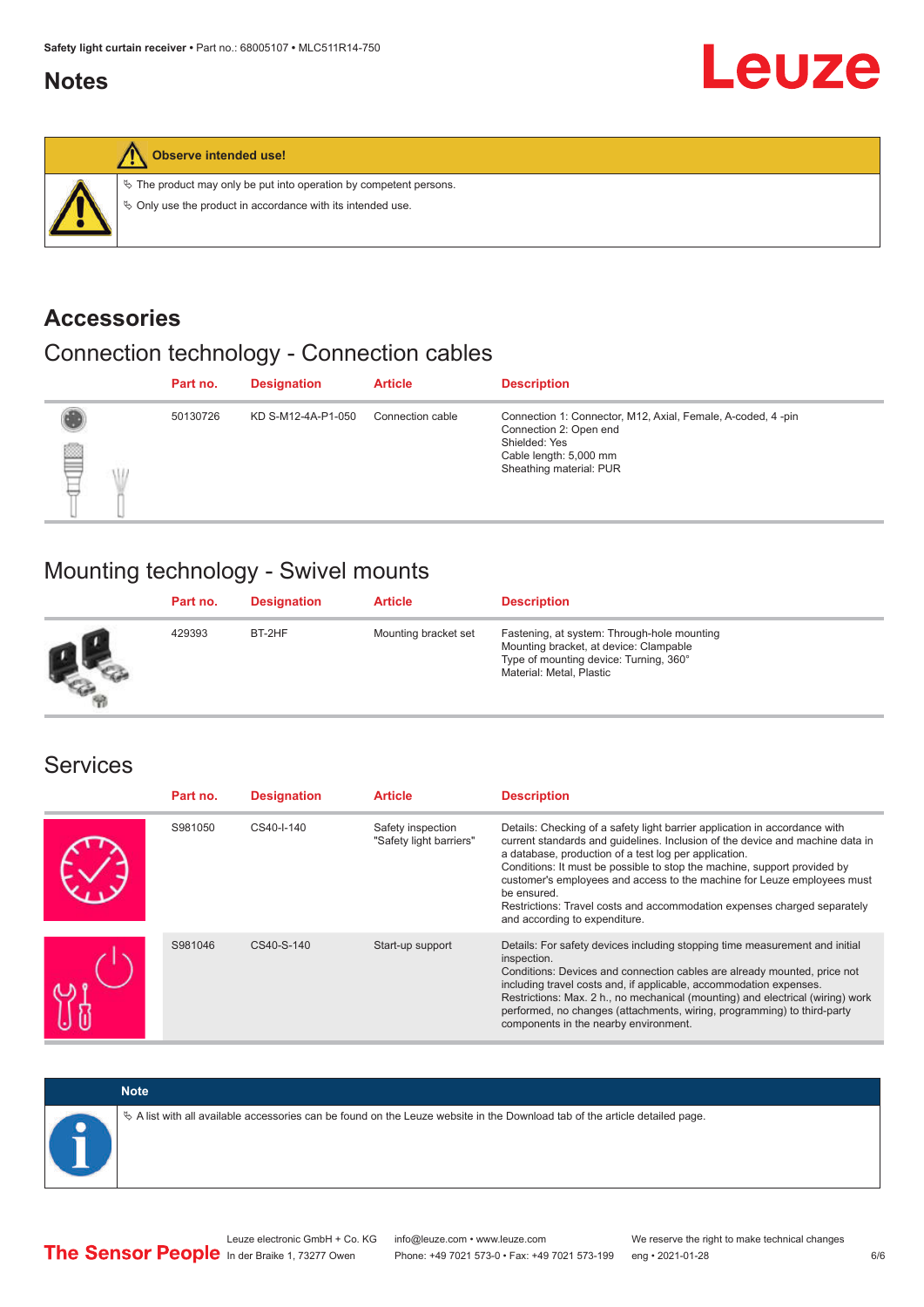# Notes

**Observe intended use!**

- ✎ The product may only be put into operation by competent persons.
- ✎ Only use the product in accordance with its intended use.

# Accessories

## Connection technology - Connection cables

| | Part no. | Designation | Article | Description |
|---|---|---|---|---|
| | 50130726 | KD S-M12-4A-P1-050 | Connection cable | Connection 1: Connector, M12, Axial, Female, A-coded, 4 -pin<br>Connection 2: Open end<br>Shielded: Yes<br>Cable length: 5,000 mm<br>Sheathing material: PUR |

## Mounting technology - Swivel mounts

| | Part no. | Designation | Article | Description |
|---|---|---|---|---|
| | 429393 | BT-2HF | Mounting bracket set | Fastening, at system: Through-hole mounting<br>Mounting bracket, at device: Clampable<br>Type of mounting device: Turning, 360°<br>Material: Metal, Plastic |

## Services

| | Part no. | Designation | Article | Description |
|---|---|---|---|---|
| | S981050 | CS40-I-140 | Safety inspection "Safety light barriers" | Details: Checking of a safety light barrier application in accordance with current standards and guidelines. Inclusion of the device and machine data in a database, production of a test log per application.<br>Conditions: It must be possible to stop the machine, support provided by customer's employees and access to the machine for Leuze employees must be ensured.<br>Restrictions: Travel costs and accommodation expenses charged separately and according to expenditure. |
| | S981046 | CS40-S-140 | Start-up support | Details: For safety devices including stopping time measurement and initial inspection.<br>Conditions: Devices and connection cables are already mounted, price not including travel costs and, if applicable, accommodation expenses.<br>Restrictions: Max. 2 h., no mechanical (mounting) and electrical (wiring) work performed, no changes (attachments, wiring, programming) to third-party components in the nearby environment. |

**Note**

- ✎ A list with all available accessories can be found on the Leuze website in the Download tab of the article detailed page.